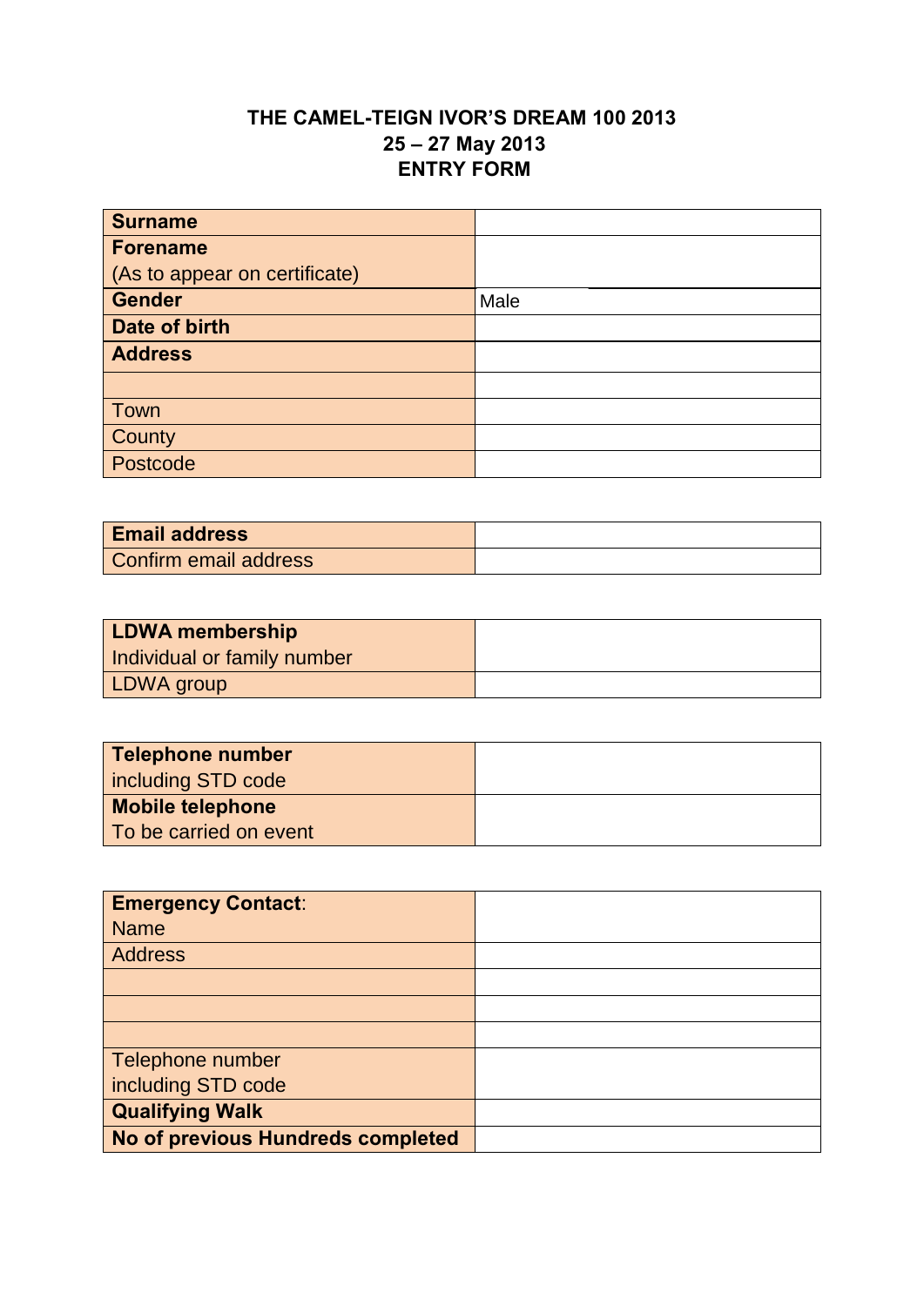**THE CAMEL-TEIGN IVOR'S DREAM 100 2013**
**25 – 27 May 2013**
**ENTRY FORM**

| | |
|---|---|
| **Surname** | |
| **Forename** (As to appear on certificate) | |
| **Gender** | Male |
| **Date of birth** | |
| **Address** | |
| | |
| Town | |
| County | |
| Postcode | |

| | |
|---|---|
| **Email address** | |
| Confirm email address | |

| | |
|---|---|
| **LDWA membership** Individual or family number | |
| LDWA group | |

| | |
|---|---|
| **Telephone number** including STD code | |
| **Mobile telephone** To be carried on event | |

| | |
|---|---|
| **Emergency Contact**: Name | |
| Address | |
| | |
| | |
| | |
| Telephone number including STD code | |
| **Qualifying Walk** | |
| **No of previous Hundreds completed** | |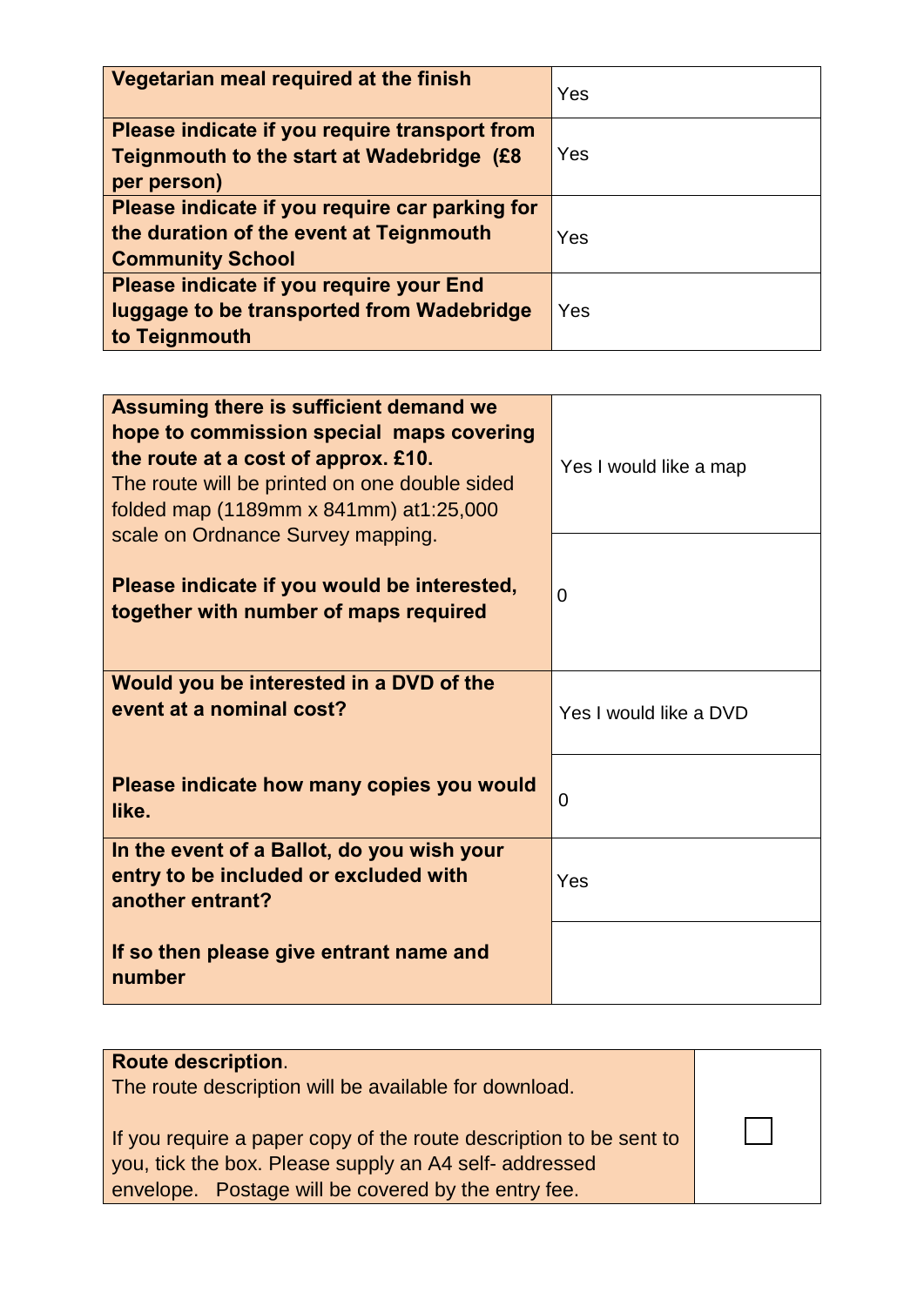| **Vegetarian meal required at the finish** | Yes |
|---|---|
| **Please indicate if you require transport from Teignmouth to the start at Wadebridge (£8 per person)** | Yes |
| **Please indicate if you require car parking for the duration of the event at Teignmouth Community School** | Yes |
| **Please indicate if you require your End luggage to be transported from Wadebridge to Teignmouth** | Yes |

| **Assuming there is sufficient demand we hope to commission special maps covering the route at a cost of approx. £10.** The route will be printed on one double sided folded map (1189mm x 841mm) at1:25,000 scale on Ordnance Survey mapping. | Yes I would like a map |
|---|---|
| **Please indicate if you would be interested, together with number of maps required** | 0 |
| **Would you be interested in a DVD of the event at a nominal cost?** | Yes I would like a DVD |
| **Please indicate how many copies you would like.** | 0 |
| **In the event of a Ballot, do you wish your entry to be included or excluded with another entrant?** | Yes |
| **If so then please give entrant name and number** | |

| **Route description**. The route description will be available for download. If you require a paper copy of the route description to be sent to you, tick the box. Please supply an A4 self- addressed envelope. Postage will be covered by the entry fee. | ☐ |
|---|---|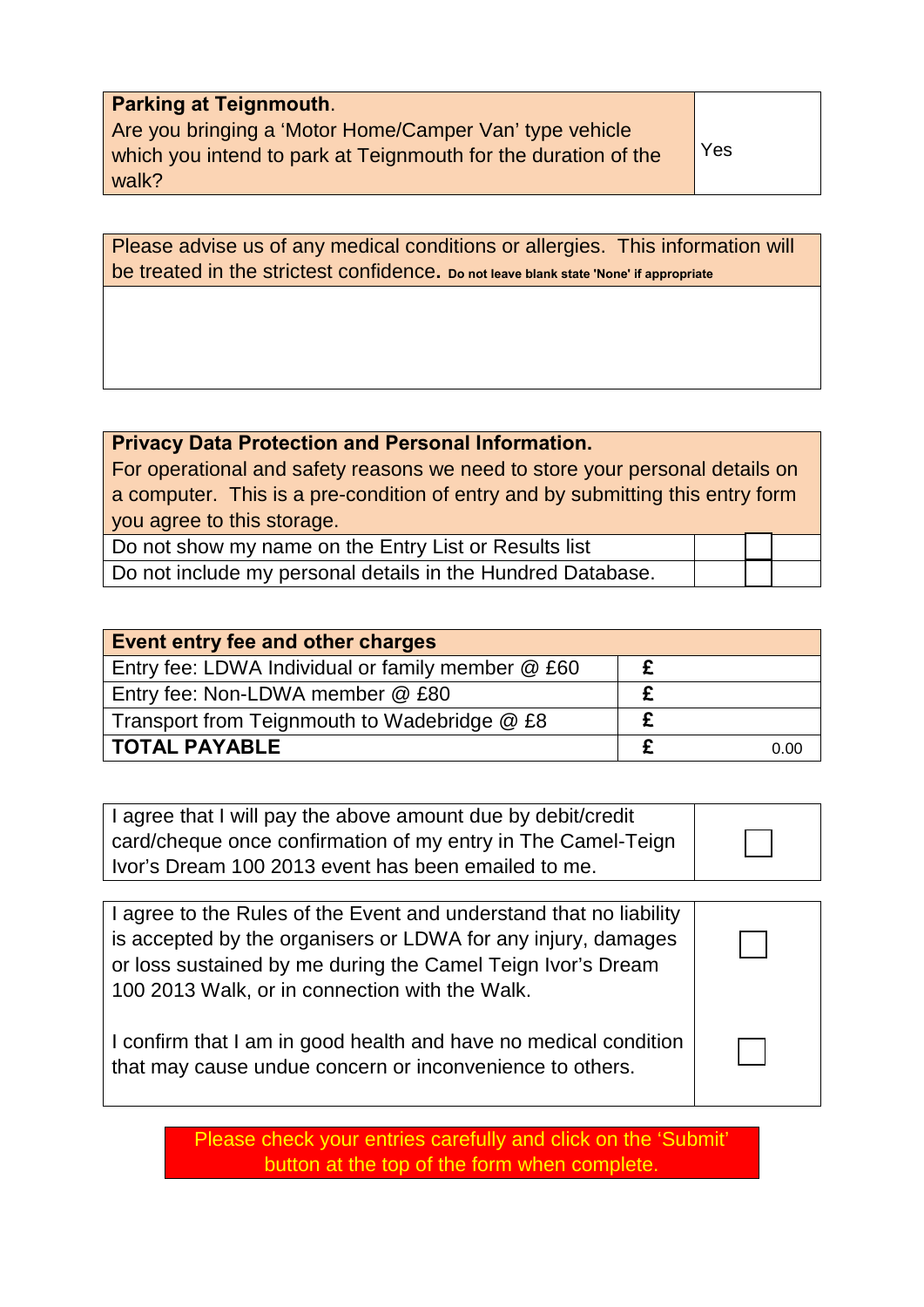| **Parking at Teignmouth**. Are you bringing a 'Motor Home/Camper Van' type vehicle which you intend to park at Teignmouth for the duration of the walk? | Yes |
|---|---|

| Please advise us of any medical conditions or allergies. This information will be treated in the strictest confidence. **Do not leave blank state 'None' if appropriate** |
|---|
| |

| **Privacy Data Protection and Personal Information.** For operational and safety reasons we need to store your personal details on a computer. This is a pre-condition of entry and by submitting this entry form you agree to this storage. | |
|---|---|
| Do not show my name on the Entry List or Results list | ☐ |
| Do not include my personal details in the Hundred Database. | ☐ |

| **Event entry fee and other charges** | | |
|---|---|---|
| Entry fee: LDWA Individual or family member @ £60 | **£** | |
| Entry fee: Non-LDWA member @ £80 | **£** | |
| Transport from Teignmouth to Wadebridge @ £8 | **£** | |
| **TOTAL PAYABLE** | **£** | 0.00 |

| I agree that I will pay the above amount due by debit/credit card/cheque once confirmation of my entry in The Camel-Teign Ivor's Dream 100 2013 event has been emailed to me. | ☐ |
|---|---|

| I agree to the Rules of the Event and understand that no liability is accepted by the organisers or LDWA for any injury, damages or loss sustained by me during the Camel Teign Ivor's Dream 100 2013 Walk, or in connection with the Walk. | ☐ |
|---|---|
| I confirm that I am in good health and have no medical condition that may cause undue concern or inconvenience to others. | ☐ |

Please check your entries carefully and click on the 'Submit' button at the top of the form when complete.